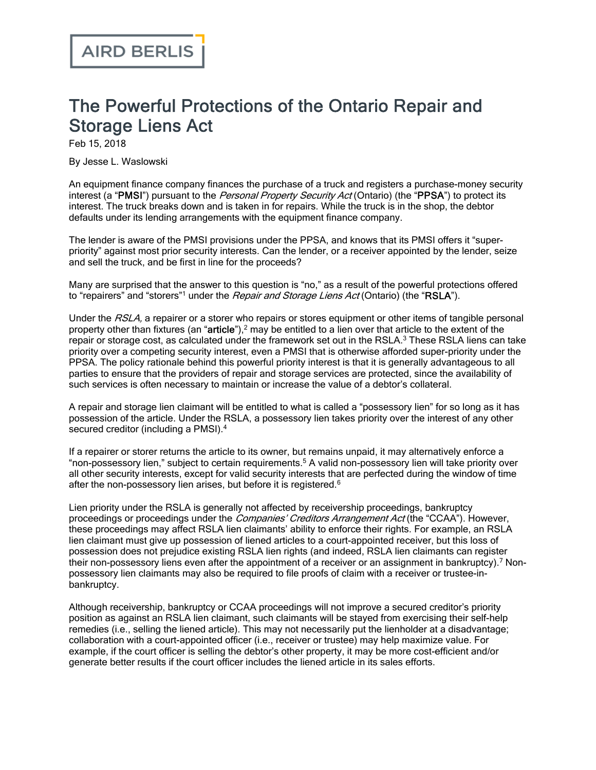AIRD BERLIS

# The Powerful Protections of the Ontario Repair and Storage Liens Act

Feb 15, 2018

By Jesse L. Waslowski

An equipment finance company finances the purchase of a truck and registers a purchase-money security interest (a "**PMSI**") pursuant to the *Personal Property Security Act* (Ontario) (the "**PPSA**") to protect its interest. The truck breaks down and is taken in for repairs. While the truck is in the shop, the debtor defaults under its lending arrangements with the equipment finance company.

The lender is aware of the PMSI provisions under the PPSA, and knows that its PMSI offers it "super-priority" against most prior security interests. Can the lender, or a receiver appointed by the lender, seize and sell the truck, and be first in line for the proceeds?

Many are surprised that the answer to this question is "no," as a result of the powerful protections offered to "repairers" and "storers"[1] under the *Repair and Storage Liens Act* (Ontario) (the "**RSLA**").

Under the *RSLA,* a repairer or a storer who repairs or stores equipment or other items of tangible personal property other than fixtures (an "**article**"),[2] may be entitled to a lien over that article to the extent of the repair or storage cost, as calculated under the framework set out in the RSLA.[3] These RSLA liens can take priority over a competing security interest, even a PMSI that is otherwise afforded super-priority under the PPSA. The policy rationale behind this powerful priority interest is that it is generally advantageous to all parties to ensure that the providers of repair and storage services are protected, since the availability of such services is often necessary to maintain or increase the value of a debtor's collateral.

A repair and storage lien claimant will be entitled to what is called a "possessory lien" for so long as it has possession of the article. Under the RSLA, a possessory lien takes priority over the interest of any other secured creditor (including a PMSI).[4]

If a repairer or storer returns the article to its owner, but remains unpaid, it may alternatively enforce a "non-possessory lien," subject to certain requirements.[5] A valid non-possessory lien will take priority over all other security interests, except for valid security interests that are perfected during the window of time after the non-possessory lien arises, but before it is registered.[6]

Lien priority under the RSLA is generally not affected by receivership proceedings, bankruptcy proceedings or proceedings under the *Companies' Creditors Arrangement Act* (the "CCAA"). However, these proceedings may affect RSLA lien claimants' ability to enforce their rights. For example, an RSLA lien claimant must give up possession of liened articles to a court-appointed receiver, but this loss of possession does not prejudice existing RSLA lien rights (and indeed, RSLA lien claimants can register their non-possessory liens even after the appointment of a receiver or an assignment in bankruptcy).[7] Non-possessory lien claimants may also be required to file proofs of claim with a receiver or trustee-in-bankruptcy.

Although receivership, bankruptcy or CCAA proceedings will not improve a secured creditor's priority position as against an RSLA lien claimant, such claimants will be stayed from exercising their self-help remedies (i.e., selling the liened article). This may not necessarily put the lienholder at a disadvantage; collaboration with a court-appointed officer (i.e., receiver or trustee) may help maximize value. For example, if the court officer is selling the debtor's other property, it may be more cost-efficient and/or generate better results if the court officer includes the liened article in its sales efforts.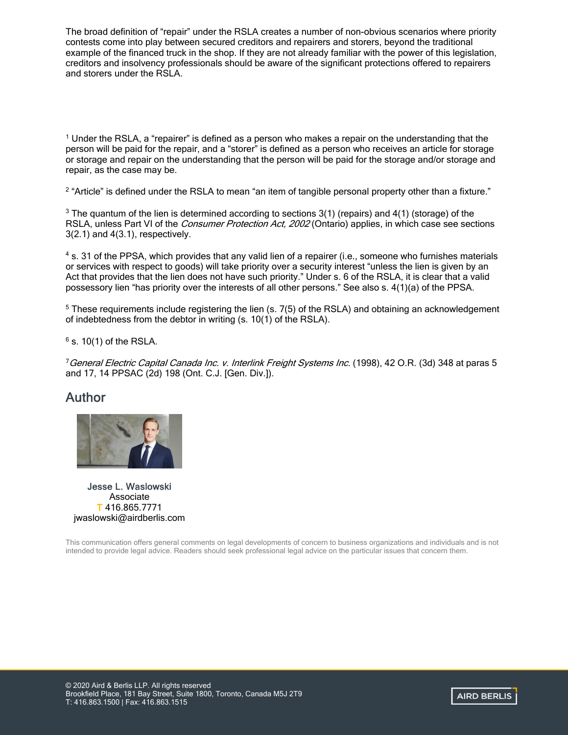The broad definition of "repair" under the RSLA creates a number of non-obvious scenarios where priority contests come into play between secured creditors and repairers and storers, beyond the traditional example of the financed truck in the shop. If they are not already familiar with the power of this legislation, creditors and insolvency professionals should be aware of the significant protections offered to repairers and storers under the RSLA.

[1] Under the RSLA, a "repairer" is defined as a person who makes a repair on the understanding that the person will be paid for the repair, and a "storer" is defined as a person who receives an article for storage or storage and repair on the understanding that the person will be paid for the storage and/or storage and repair, as the case may be.

[2] "Article" is defined under the RSLA to mean "an item of tangible personal property other than a fixture."

[3] The quantum of the lien is determined according to sections 3(1) (repairs) and 4(1) (storage) of the RSLA, unless Part VI of the *Consumer Protection Act, 2002* (Ontario) applies, in which case see sections 3(2.1) and 4(3.1), respectively.

[4] s. 31 of the PPSA, which provides that any valid lien of a repairer (i.e., someone who furnishes materials or services with respect to goods) will take priority over a security interest "unless the lien is given by an Act that provides that the lien does not have such priority." Under s. 6 of the RSLA, it is clear that a valid possessory lien "has priority over the interests of all other persons." See also s. 4(1)(a) of the PPSA.

[5] These requirements include registering the lien (s. 7(5) of the RSLA) and obtaining an acknowledgement of indebtedness from the debtor in writing (s. 10(1) of the RSLA).

[6] s. 10(1) of the RSLA.

[7] *General Electric Capital Canada Inc. v. Interlink Freight Systems Inc.* (1998), 42 O.R. (3d) 348 at paras 5 and 17, 14 PPSAC (2d) 198 (Ont. C.J. [Gen. Div.]).

## Author

**Jesse L. Waslowski**
Associate
T 416.865.7771
jwaslowski@airdberlis.com

This communication offers general comments on legal developments of concern to business organizations and individuals and is not intended to provide legal advice. Readers should seek professional legal advice on the particular issues that concern them.

© 2020 Aird & Berlis LLP. All rights reserved
Brookfield Place, 181 Bay Street, Suite 1800, Toronto, Canada M5J 2T9
T: 416.863.1500 | Fax: 416.863.1515

AIRD BERLIS